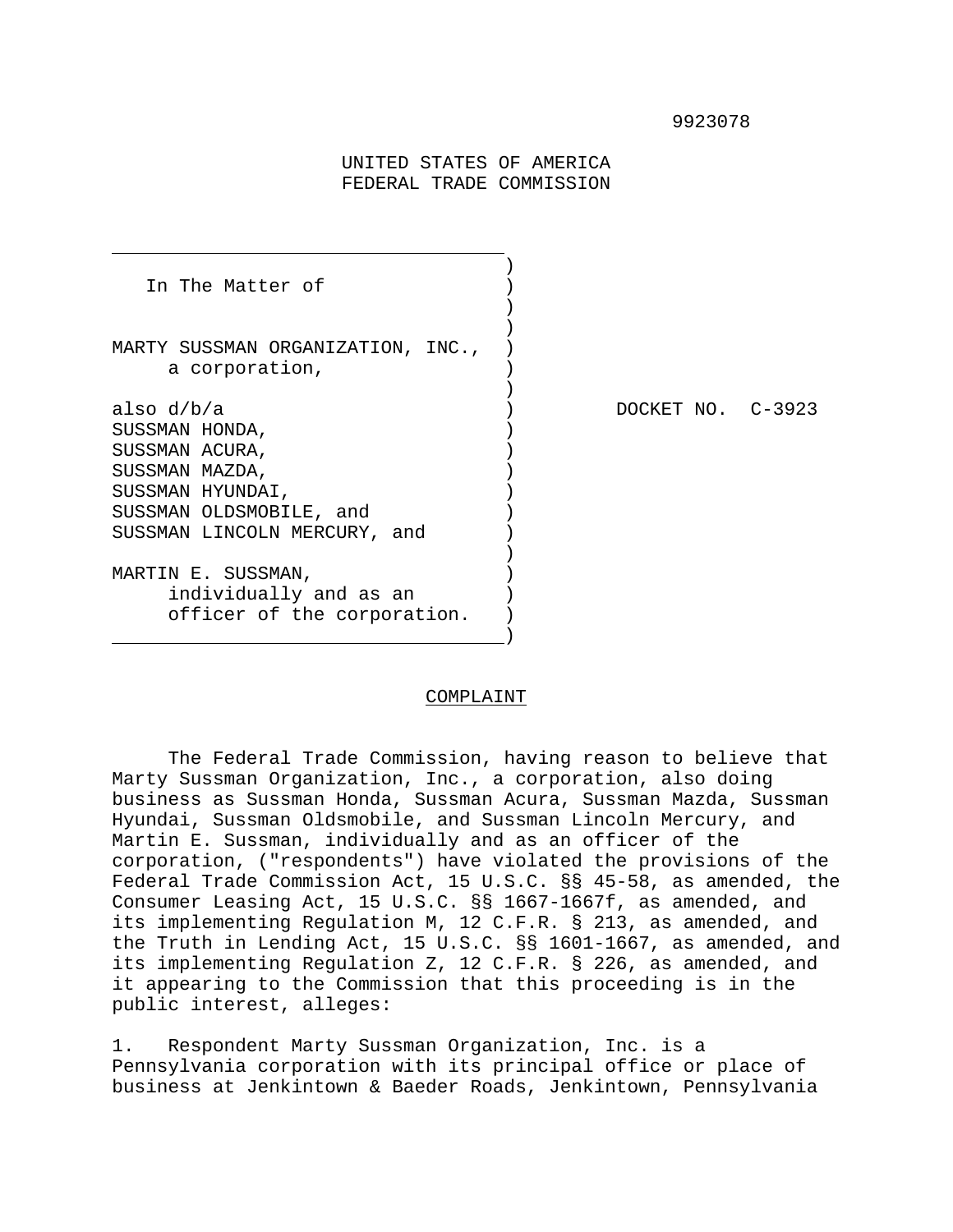9923078

UNITED STATES OF AMERICA
FEDERAL TRADE COMMISSION

| | |
|---|---|
| In The Matter of<br><br>MARTY SUSSMAN ORGANIZATION, INC., a corporation,<br><br>also d/b/a<br>SUSSMAN HONDA,<br>SUSSMAN ACURA,<br>SUSSMAN MAZDA,<br>SUSSMAN HYUNDAI,<br>SUSSMAN OLDSMOBILE, and<br>SUSSMAN LINCOLN MERCURY, and<br><br>MARTIN E. SUSSMAN, individually and as an officer of the corporation. | DOCKET NO. C-3923 |

COMPLAINT

The Federal Trade Commission, having reason to believe that Marty Sussman Organization, Inc., a corporation, also doing business as Sussman Honda, Sussman Acura, Sussman Mazda, Sussman Hyundai, Sussman Oldsmobile, and Sussman Lincoln Mercury, and Martin E. Sussman, individually and as an officer of the corporation, ("respondents") have violated the provisions of the Federal Trade Commission Act, 15 U.S.C. §§ 45-58, as amended, the Consumer Leasing Act, 15 U.S.C. §§ 1667-1667f, as amended, and its implementing Regulation M, 12 C.F.R. § 213, as amended, and the Truth in Lending Act, 15 U.S.C. §§ 1601-1667, as amended, and its implementing Regulation Z, 12 C.F.R. § 226, as amended, and it appearing to the Commission that this proceeding is in the public interest, alleges:

1. Respondent Marty Sussman Organization, Inc. is a Pennsylvania corporation with its principal office or place of business at Jenkintown & Baeder Roads, Jenkintown, Pennsylvania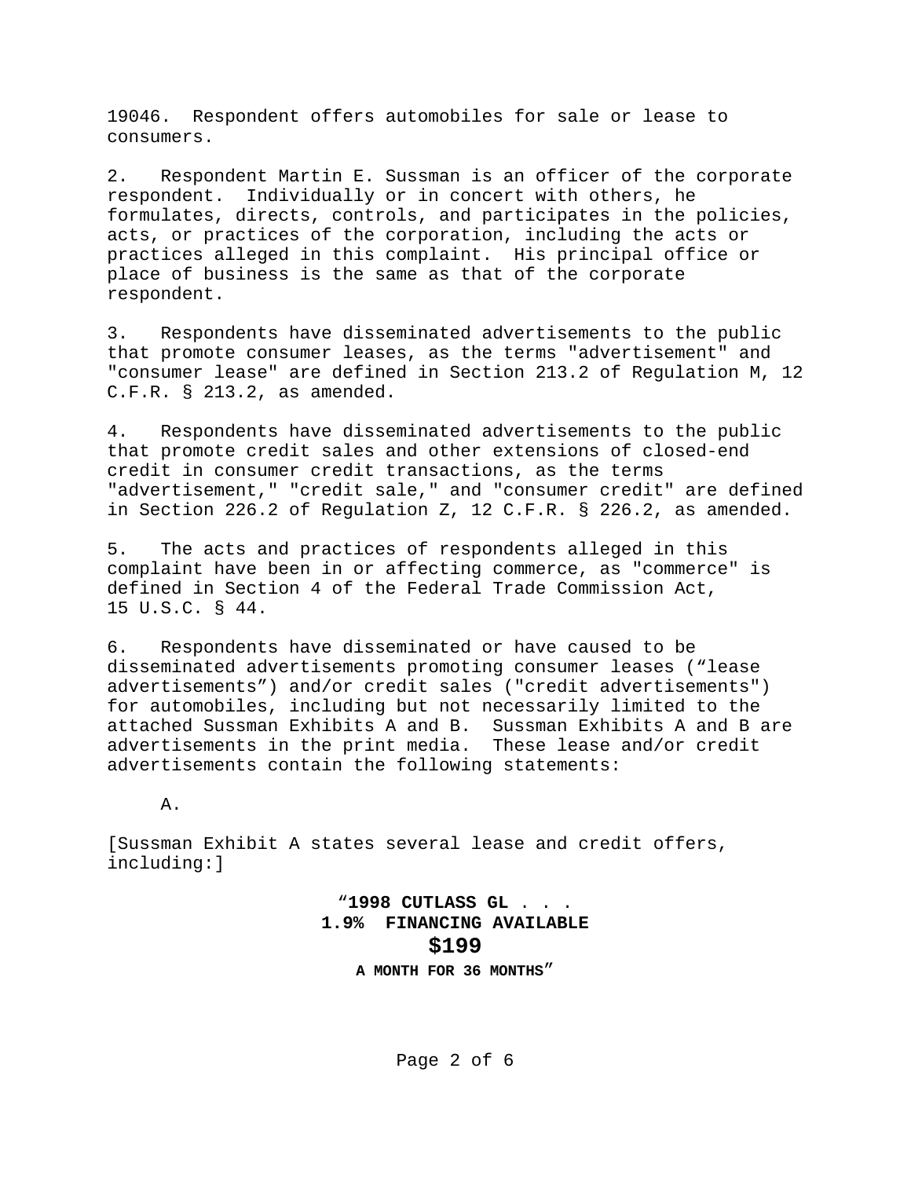19046. Respondent offers automobiles for sale or lease to consumers.

2. Respondent Martin E. Sussman is an officer of the corporate respondent. Individually or in concert with others, he formulates, directs, controls, and participates in the policies, acts, or practices of the corporation, including the acts or practices alleged in this complaint. His principal office or place of business is the same as that of the corporate respondent.

3. Respondents have disseminated advertisements to the public that promote consumer leases, as the terms "advertisement" and "consumer lease" are defined in Section 213.2 of Regulation M, 12 C.F.R. § 213.2, as amended.

4. Respondents have disseminated advertisements to the public that promote credit sales and other extensions of closed-end credit in consumer credit transactions, as the terms "advertisement," "credit sale," and "consumer credit" are defined in Section 226.2 of Regulation Z, 12 C.F.R. § 226.2, as amended.

5. The acts and practices of respondents alleged in this complaint have been in or affecting commerce, as "commerce" is defined in Section 4 of the Federal Trade Commission Act, 15 U.S.C. § 44.

6. Respondents have disseminated or have caused to be disseminated advertisements promoting consumer leases ("lease advertisements") and/or credit sales ("credit advertisements") for automobiles, including but not necessarily limited to the attached Sussman Exhibits A and B. Sussman Exhibits A and B are advertisements in the print media. These lease and/or credit advertisements contain the following statements:

A.

[Sussman Exhibit A states several lease and credit offers, including:]

"**1998 CUTLASS GL** . . .
**1.9% FINANCING AVAILABLE**
**$199**
**A MONTH FOR 36 MONTHS**"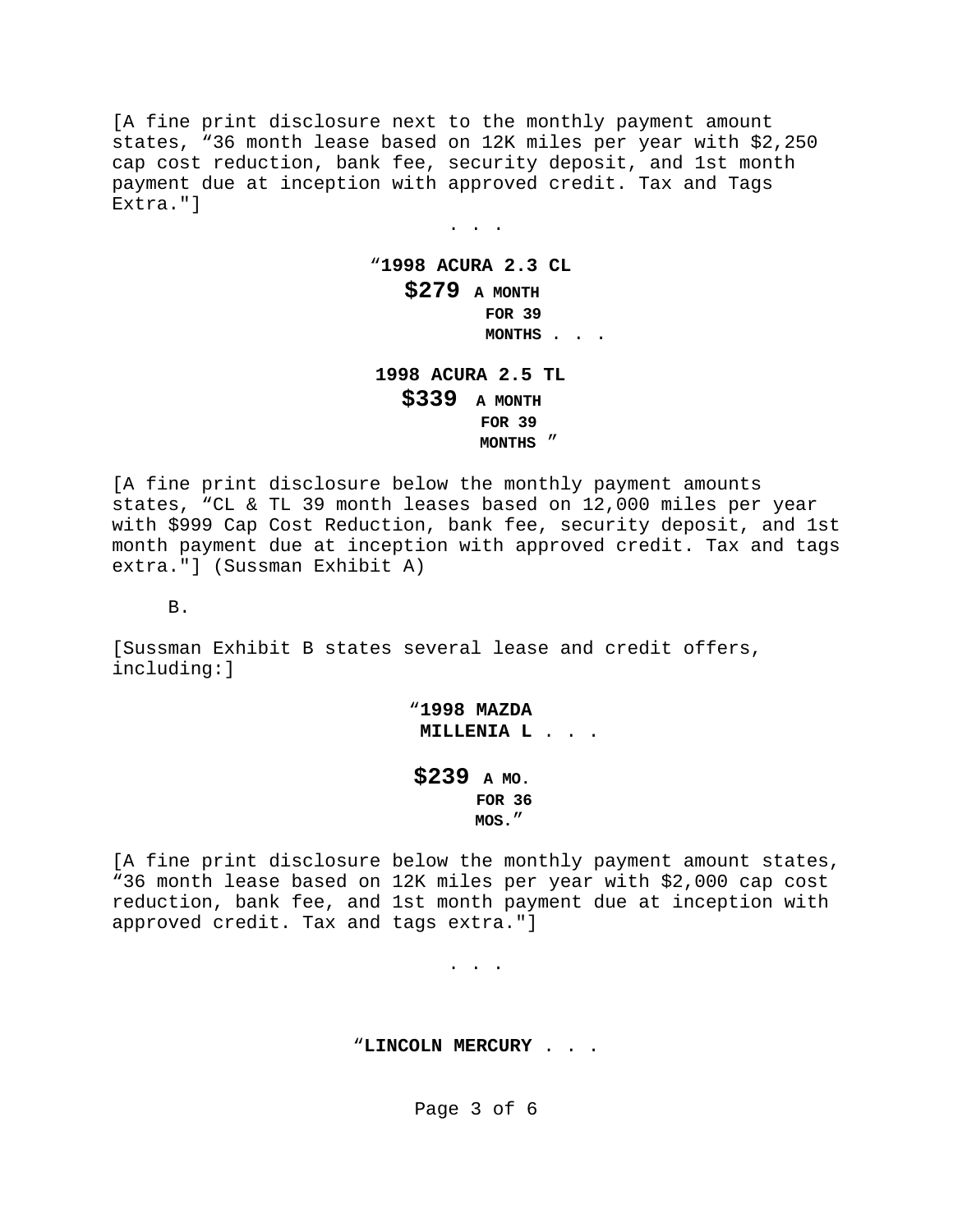[A fine print disclosure next to the monthly payment amount states, "36 month lease based on 12K miles per year with $2,250 cap cost reduction, bank fee, security deposit, and 1st month payment due at inception with approved credit. Tax and Tags Extra."]

. . .

"**1998 ACURA 2.3 CL**
**$279 A MONTH**
**FOR 39**
**MONTHS** . . .

**1998 ACURA 2.5 TL**
**$339 A MONTH**
**FOR 39**
**MONTHS** "

[A fine print disclosure below the monthly payment amounts states, "CL & TL 39 month leases based on 12,000 miles per year with $999 Cap Cost Reduction, bank fee, security deposit, and 1st month payment due at inception with approved credit. Tax and tags extra."] (Sussman Exhibit A)

B.

[Sussman Exhibit B states several lease and credit offers, including:]

"**1998 MAZDA**
**MILLENIA L** . . .

**$239 A MO.**
**FOR 36**
**MOS.**"

[A fine print disclosure below the monthly payment amount states, "36 month lease based on 12K miles per year with $2,000 cap cost reduction, bank fee, and 1st month payment due at inception with approved credit. Tax and tags extra."]

. . .

"**LINCOLN MERCURY** . . .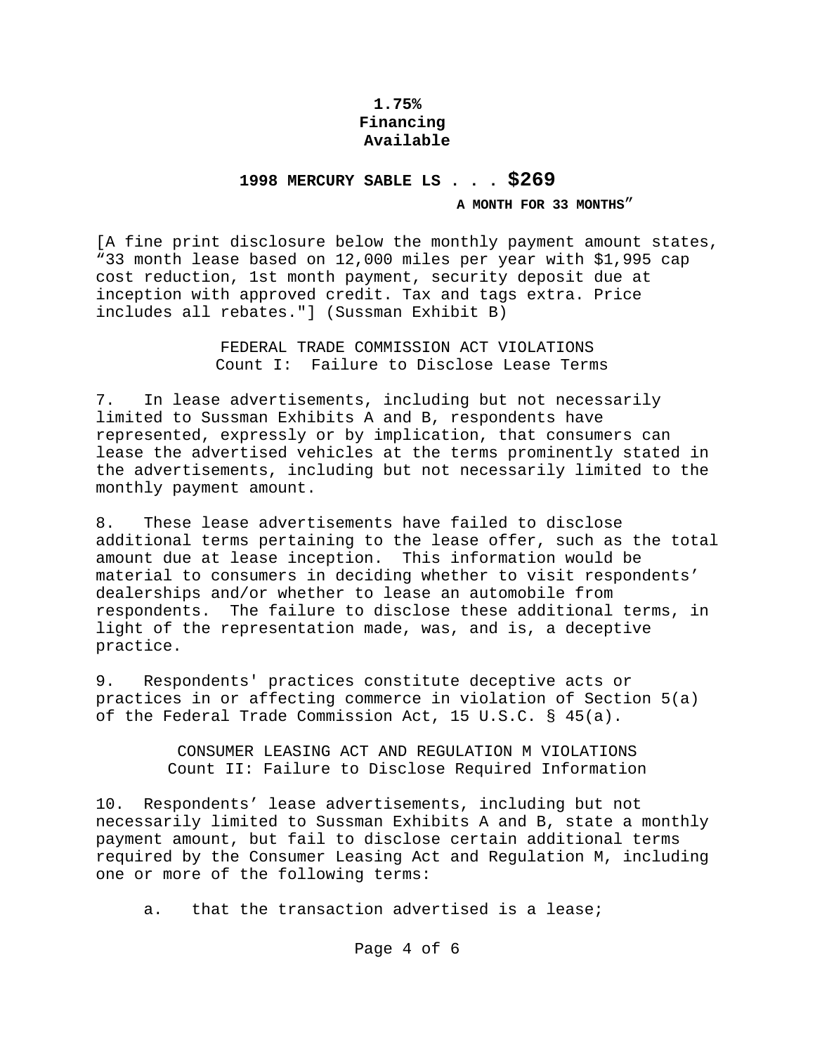**1.75%**
**Financing**
**Available**

**1998 MERCURY SABLE LS . . . $269**
**A MONTH FOR 33 MONTHS"**

[A fine print disclosure below the monthly payment amount states, "33 month lease based on 12,000 miles per year with $1,995 cap cost reduction, 1st month payment, security deposit due at inception with approved credit. Tax and tags extra. Price includes all rebates."] (Sussman Exhibit B)

FEDERAL TRADE COMMISSION ACT VIOLATIONS
Count I: Failure to Disclose Lease Terms

7. In lease advertisements, including but not necessarily limited to Sussman Exhibits A and B, respondents have represented, expressly or by implication, that consumers can lease the advertised vehicles at the terms prominently stated in the advertisements, including but not necessarily limited to the monthly payment amount.

8. These lease advertisements have failed to disclose additional terms pertaining to the lease offer, such as the total amount due at lease inception. This information would be material to consumers in deciding whether to visit respondents' dealerships and/or whether to lease an automobile from respondents. The failure to disclose these additional terms, in light of the representation made, was, and is, a deceptive practice.

9. Respondents' practices constitute deceptive acts or practices in or affecting commerce in violation of Section 5(a) of the Federal Trade Commission Act, 15 U.S.C. § 45(a).

CONSUMER LEASING ACT AND REGULATION M VIOLATIONS
Count II: Failure to Disclose Required Information

10. Respondents' lease advertisements, including but not necessarily limited to Sussman Exhibits A and B, state a monthly payment amount, but fail to disclose certain additional terms required by the Consumer Leasing Act and Regulation M, including one or more of the following terms:

a. that the transaction advertised is a lease;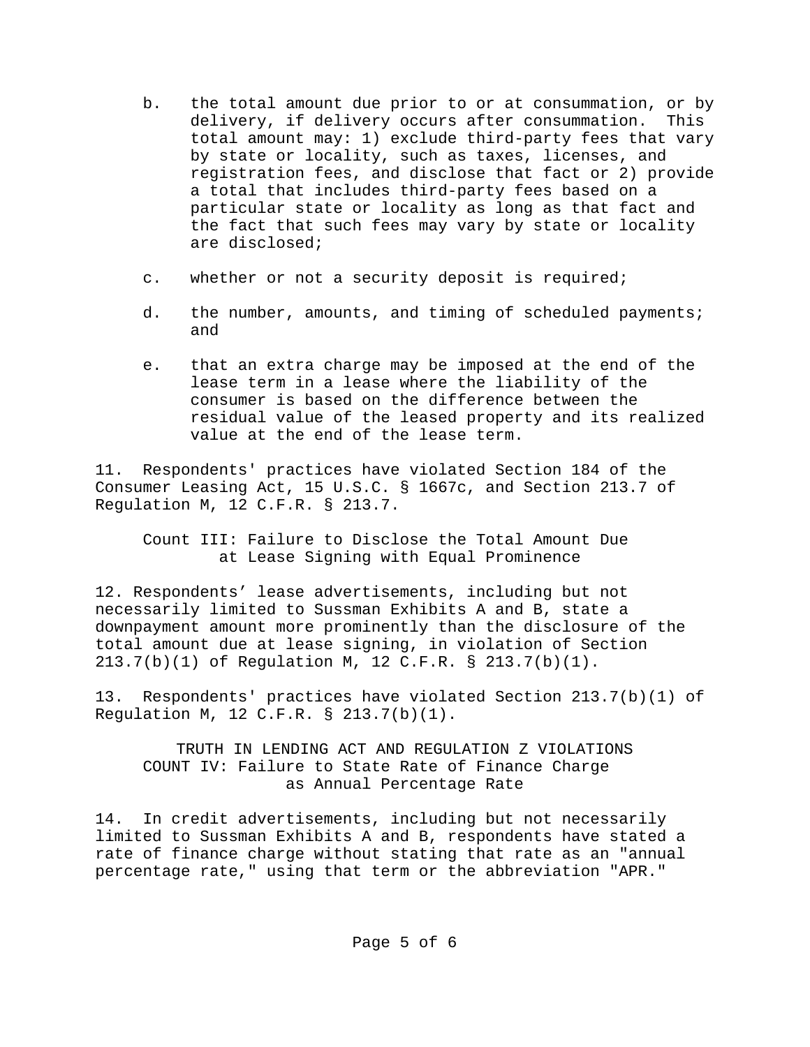b. the total amount due prior to or at consummation, or by delivery, if delivery occurs after consummation. This total amount may: 1) exclude third-party fees that vary by state or locality, such as taxes, licenses, and registration fees, and disclose that fact or 2) provide a total that includes third-party fees based on a particular state or locality as long as that fact and the fact that such fees may vary by state or locality are disclosed;

c. whether or not a security deposit is required;

d. the number, amounts, and timing of scheduled payments; and

e. that an extra charge may be imposed at the end of the lease term in a lease where the liability of the consumer is based on the difference between the residual value of the leased property and its realized value at the end of the lease term.

11. Respondents' practices have violated Section 184 of the Consumer Leasing Act, 15 U.S.C. § 1667c, and Section 213.7 of Regulation M, 12 C.F.R. § 213.7.

### Count III: Failure to Disclose the Total Amount Due at Lease Signing with Equal Prominence

12. Respondents' lease advertisements, including but not necessarily limited to Sussman Exhibits A and B, state a downpayment amount more prominently than the disclosure of the total amount due at lease signing, in violation of Section 213.7(b)(1) of Regulation M, 12 C.F.R. § 213.7(b)(1).

13. Respondents' practices have violated Section 213.7(b)(1) of Regulation M, 12 C.F.R. § 213.7(b)(1).

## TRUTH IN LENDING ACT AND REGULATION Z VIOLATIONS

### COUNT IV: Failure to State Rate of Finance Charge as Annual Percentage Rate

14. In credit advertisements, including but not necessarily limited to Sussman Exhibits A and B, respondents have stated a rate of finance charge without stating that rate as an "annual percentage rate," using that term or the abbreviation "APR."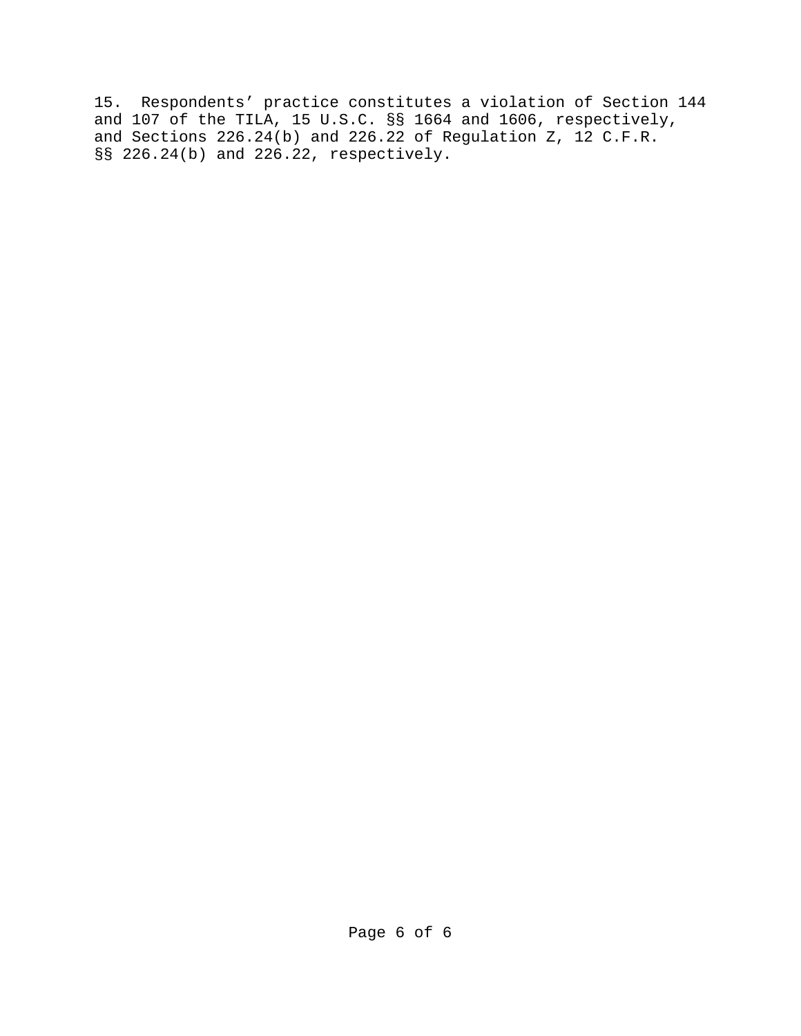15. Respondents' practice constitutes a violation of Section 144 and 107 of the TILA, 15 U.S.C. §§ 1664 and 1606, respectively, and Sections 226.24(b) and 226.22 of Regulation Z, 12 C.F.R. §§ 226.24(b) and 226.22, respectively.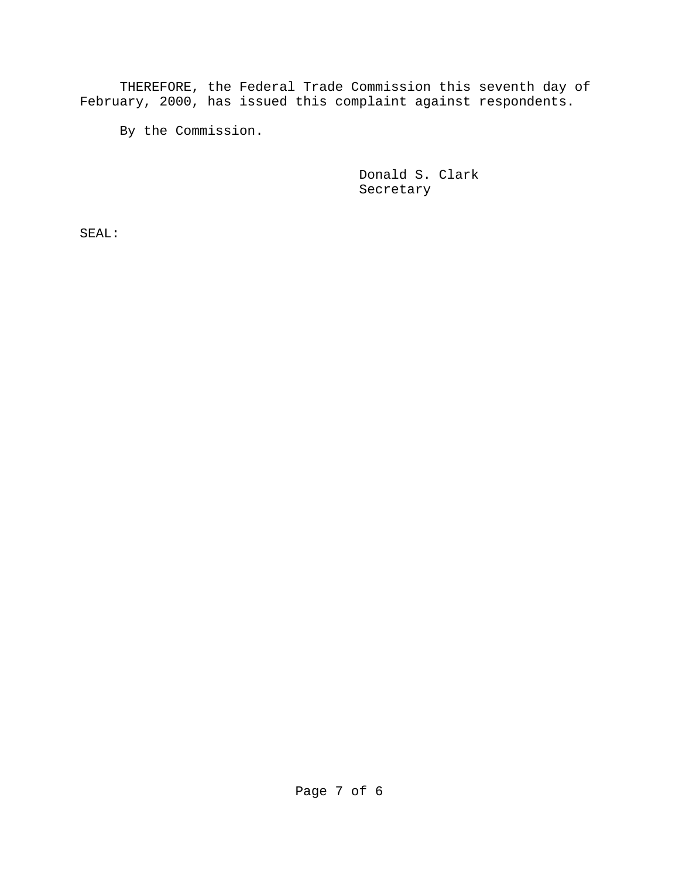THEREFORE, the Federal Trade Commission this seventh day of February, 2000, has issued this complaint against respondents.

By the Commission.

Donald S. Clark
Secretary

SEAL: